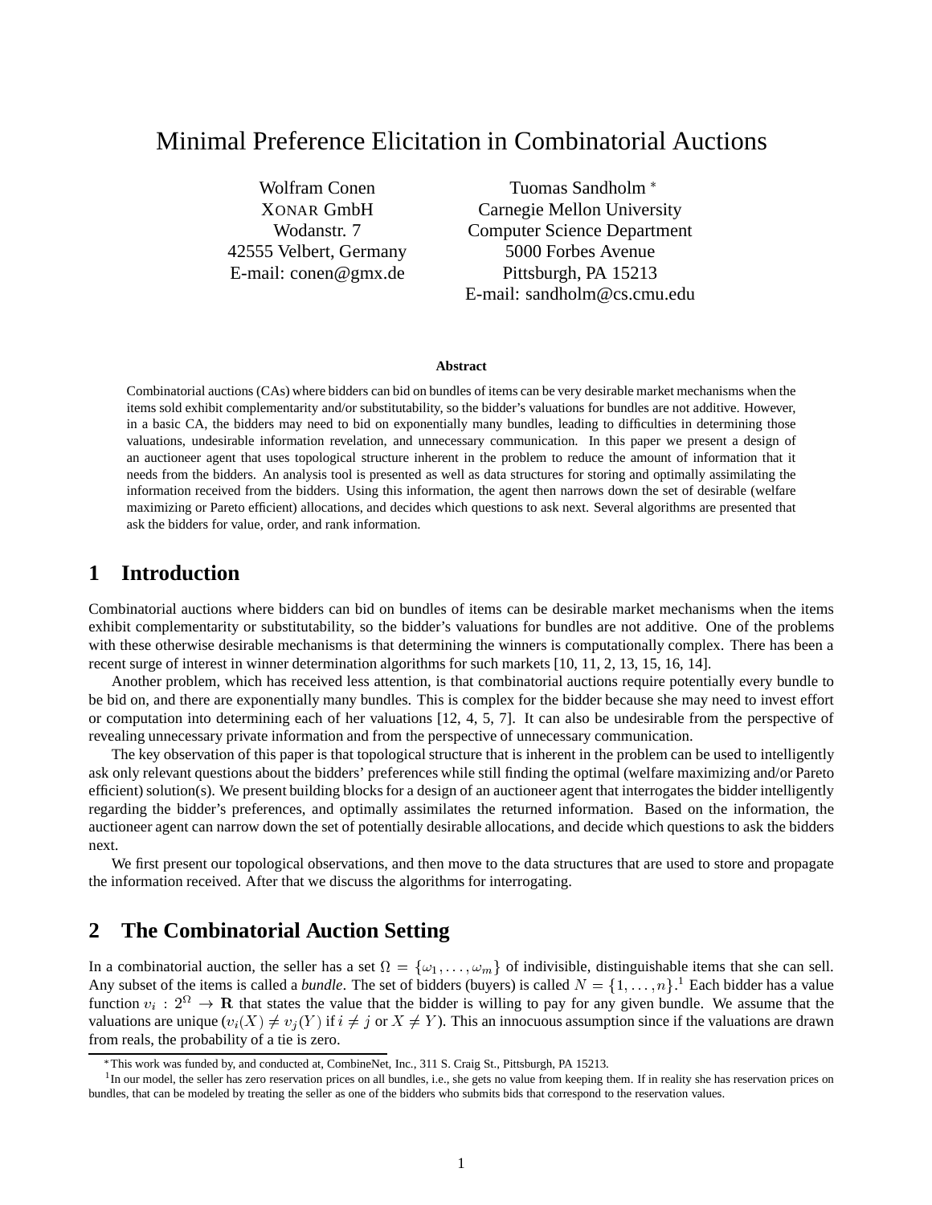# Minimal Preference Elicitation in Combinatorial Auctions

Wolfram Conen
XONAR GmbH
Wodanstr. 7
42555 Velbert, Germany
E-mail: conen@gmx.de

Tuomas Sandholm [*]
Carnegie Mellon University
Computer Science Department
5000 Forbes Avenue
Pittsburgh, PA 15213
E-mail: sandholm@cs.cmu.edu

**Abstract**

Combinatorial auctions (CAs) where bidders can bid on bundles of items can be very desirable market mechanisms when the items sold exhibit complementarity and/or substitutability, so the bidder's valuations for bundles are not additive. However, in a basic CA, the bidders may need to bid on exponentially many bundles, leading to difficulties in determining those valuations, undesirable information revelation, and unnecessary communication. In this paper we present a design of an auctioneer agent that uses topological structure inherent in the problem to reduce the amount of information that it needs from the bidders. An analysis tool is presented as well as data structures for storing and optimally assimilating the information received from the bidders. Using this information, the agent then narrows down the set of desirable (welfare maximizing or Pareto efficient) allocations, and decides which questions to ask next. Several algorithms are presented that ask the bidders for value, order, and rank information.

## 1 Introduction

Combinatorial auctions where bidders can bid on bundles of items can be desirable market mechanisms when the items exhibit complementarity or substitutability, so the bidder's valuations for bundles are not additive. One of the problems with these otherwise desirable mechanisms is that determining the winners is computationally complex. There has been a recent surge of interest in winner determination algorithms for such markets [10, 11, 2, 13, 15, 16, 14].

Another problem, which has received less attention, is that combinatorial auctions require potentially every bundle to be bid on, and there are exponentially many bundles. This is complex for the bidder because she may need to invest effort or computation into determining each of her valuations [12, 4, 5, 7]. It can also be undesirable from the perspective of revealing unnecessary private information and from the perspective of unnecessary communication.

The key observation of this paper is that topological structure that is inherent in the problem can be used to intelligently ask only relevant questions about the bidders' preferences while still finding the optimal (welfare maximizing and/or Pareto efficient) solution(s). We present building blocks for a design of an auctioneer agent that interrogates the bidder intelligently regarding the bidder's preferences, and optimally assimilates the returned information. Based on the information, the auctioneer agent can narrow down the set of potentially desirable allocations, and decide which questions to ask the bidders next.

We first present our topological observations, and then move to the data structures that are used to store and propagate the information received. After that we discuss the algorithms for interrogating.

## 2 The Combinatorial Auction Setting

In a combinatorial auction, the seller has a set $\Omega = \{\omega_1, \ldots, \omega_m\}$ of indivisible, distinguishable items that she can sell. Any subset of the items is called a *bundle*. The set of bidders (buyers) is called $N = \{1, \ldots, n\}$.[1] Each bidder has a value function $v_i : 2^\Omega \to \mathbf{R}$ that states the value that the bidder is willing to pay for any given bundle. We assume that the valuations are unique ($v_i(X) \neq v_j(Y)$ if $i \neq j$ or $X \neq Y$). This an innocuous assumption since if the valuations are drawn from reals, the probability of a tie is zero.

[*] This work was funded by, and conducted at, CombineNet, Inc., 311 S. Craig St., Pittsburgh, PA 15213.

[1] In our model, the seller has zero reservation prices on all bundles, i.e., she gets no value from keeping them. If in reality she has reservation prices on bundles, that can be modeled by treating the seller as one of the bidders who submits bids that correspond to the reservation values.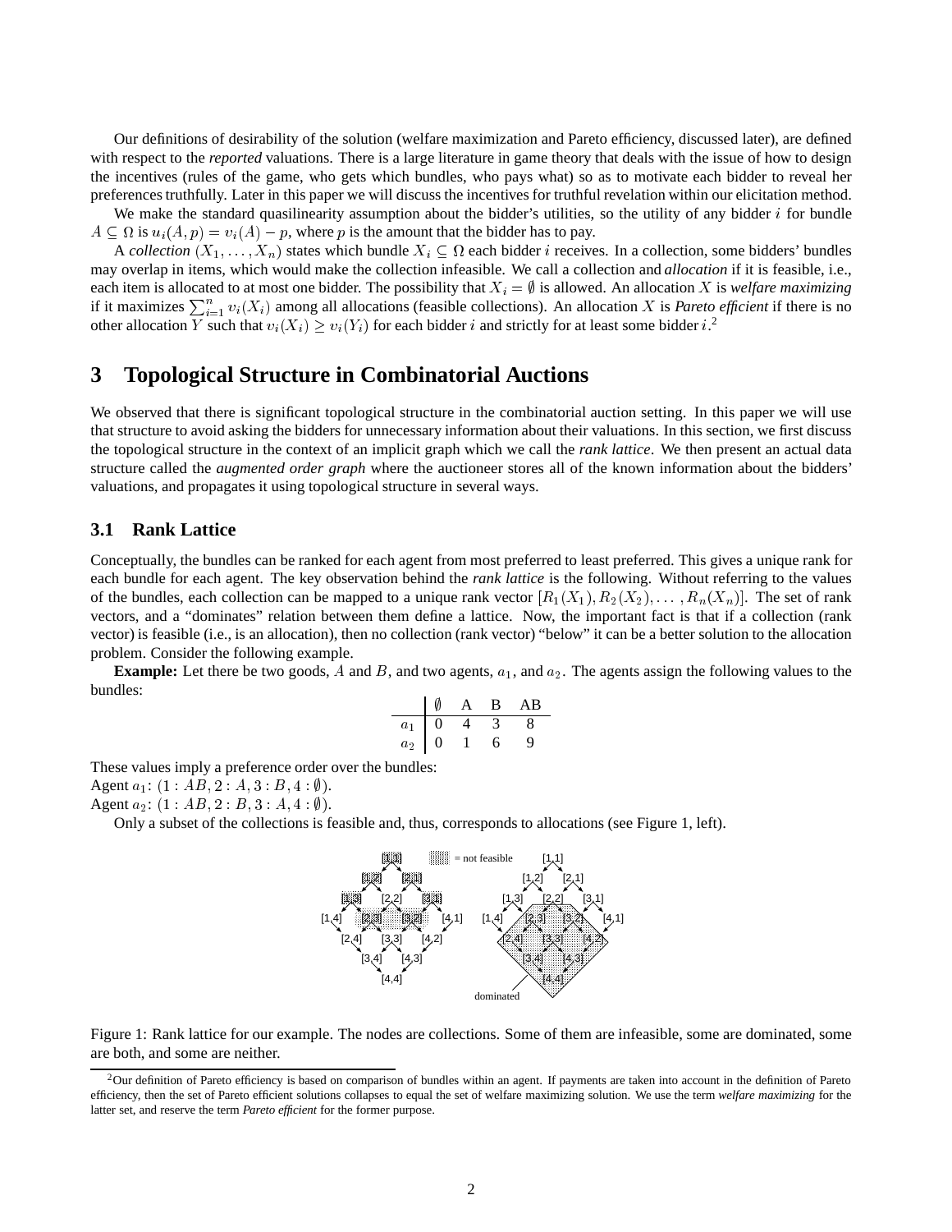Our definitions of desirability of the solution (welfare maximization and Pareto efficiency, discussed later), are defined with respect to the *reported* valuations. There is a large literature in game theory that deals with the issue of how to design the incentives (rules of the game, who gets which bundles, who pays what) so as to motivate each bidder to reveal her preferences truthfully. Later in this paper we will discuss the incentives for truthful revelation within our elicitation method.

We make the standard quasilinearity assumption about the bidder's utilities, so the utility of any bidder $i$ for bundle $A \subseteq \Omega$ is $u_i(A, p) = v_i(A) - p$, where $p$ is the amount that the bidder has to pay.

A *collection* $(X_1, \ldots, X_n)$ states which bundle $X_i \subseteq \Omega$ each bidder $i$ receives. In a collection, some bidders' bundles may overlap in items, which would make the collection infeasible. We call a collection and *allocation* if it is feasible, i.e., each item is allocated to at most one bidder. The possibility that $X_i = \emptyset$ is allowed. An allocation $X$ is *welfare maximizing* if it maximizes $\sum_{i=1}^{n} v_i(X_i)$ among all allocations (feasible collections). An allocation $X$ is *Pareto efficient* if there is no other allocation $Y$ such that $v_i(X_i) \geq v_i(Y_i)$ for each bidder $i$ and strictly for at least some bidder $i$.[2]

# 3 Topological Structure in Combinatorial Auctions

We observed that there is significant topological structure in the combinatorial auction setting. In this paper we will use that structure to avoid asking the bidders for unnecessary information about their valuations. In this section, we first discuss the topological structure in the context of an implicit graph which we call the *rank lattice*. We then present an actual data structure called the *augmented order graph* where the auctioneer stores all of the known information about the bidders' valuations, and propagates it using topological structure in several ways.

## 3.1 Rank Lattice

Conceptually, the bundles can be ranked for each agent from most preferred to least preferred. This gives a unique rank for each bundle for each agent. The key observation behind the *rank lattice* is the following. Without referring to the values of the bundles, each collection can be mapped to a unique rank vector $[R_1(X_1), R_2(X_2), \ldots, R_n(X_n)]$. The set of rank vectors, and a "dominates" relation between them define a lattice. Now, the important fact is that if a collection (rank vector) is feasible (i.e., is an allocation), then no collection (rank vector) "below" it can be a better solution to the allocation problem. Consider the following example.

**Example:** Let there be two goods, $A$ and $B$, and two agents, $a_1$, and $a_2$. The agents assign the following values to the bundles:

| | $\emptyset$ | A | B | AB |
|---|---|---|---|---|
| $a_1$ | 0 | 4 | 3 | 8 |
| $a_2$ | 0 | 1 | 6 | 9 |

These values imply a preference order over the bundles:
Agent $a_1$: $(1 : AB, 2 : A, 3 : B, 4 : \emptyset)$.
Agent $a_2$: $(1 : AB, 2 : B, 3 : A, 4 : \emptyset)$.

Only a subset of the collections is feasible and, thus, corresponds to allocations (see Figure 1, left).

Figure 1: Rank lattice for our example. The nodes are collections. Some of them are infeasible, some are dominated, some are both, and some are neither.

[2] Our definition of Pareto efficiency is based on comparison of bundles within an agent. If payments are taken into account in the definition of Pareto efficiency, then the set of Pareto efficient solutions collapses to equal the set of welfare maximizing solution. We use the term *welfare maximizing* for the latter set, and reserve the term *Pareto efficient* for the former purpose.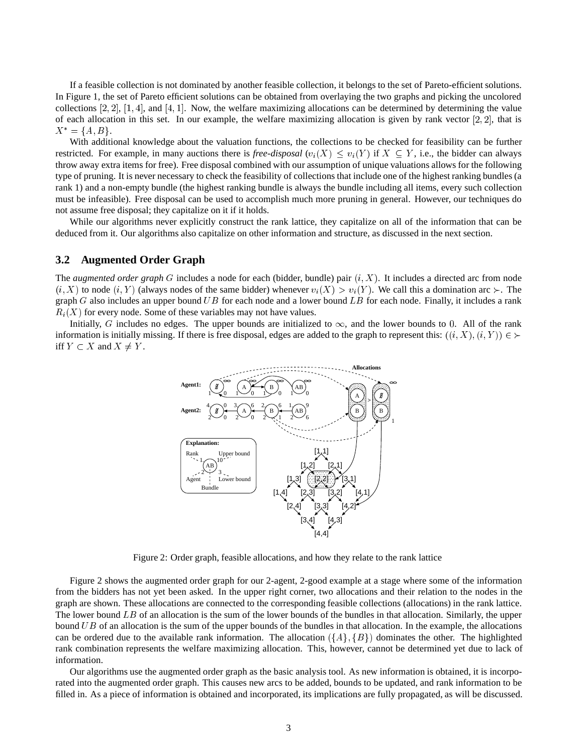If a feasible collection is not dominated by another feasible collection, it belongs to the set of Pareto-efficient solutions. In Figure 1, the set of Pareto efficient solutions can be obtained from overlaying the two graphs and picking the uncolored collections $[2, 2]$, $[1, 4]$, and $[4, 1]$. Now, the welfare maximizing allocations can be determined by determining the value of each allocation in this set. In our example, the welfare maximizing allocation is given by rank vector $[2, 2]$, that is $X^* = \{A, B\}$.

With additional knowledge about the valuation functions, the collections to be checked for feasibility can be further restricted. For example, in many auctions there is *free-disposal* ($v_i(X) \leq v_i(Y)$ if $X \subseteq Y$, i.e., the bidder can always throw away extra items for free). Free disposal combined with our assumption of unique valuations allows for the following type of pruning. It is never necessary to check the feasibility of collections that include one of the highest ranking bundles (a rank 1) and a non-empty bundle (the highest ranking bundle is always the bundle including all items, every such collection must be infeasible). Free disposal can be used to accomplish much more pruning in general. However, our techniques do not assume free disposal; they capitalize on it if it holds.

While our algorithms never explicitly construct the rank lattice, they capitalize on all of the information that can be deduced from it. Our algorithms also capitalize on other information and structure, as discussed in the next section.

## 3.2 Augmented Order Graph

The *augmented order graph* $G$ includes a node for each (bidder, bundle) pair $(i, X)$. It includes a directed arc from node $(i, X)$ to node $(i, Y)$ (always nodes of the same bidder) whenever $v_i(X) > v_i(Y)$. We call this a domination arc $\succ$. The graph $G$ also includes an upper bound $UB$ for each node and a lower bound $LB$ for each node. Finally, it includes a rank $R_i(X)$ for every node. Some of these variables may not have values.

Initially, $G$ includes no edges. The upper bounds are initialized to $\infty$, and the lower bounds to $0$. All of the rank information is initially missing. If there is free disposal, edges are added to the graph to represent this: $((i, X), (i, Y)) \in \succ$ iff $Y \subset X$ and $X \neq Y$.

Figure 2: Order graph, feasible allocations, and how they relate to the rank lattice

Figure 2 shows the augmented order graph for our 2-agent, 2-good example at a stage where some of the information from the bidders has not yet been asked. In the upper right corner, two allocations and their relation to the nodes in the graph are shown. These allocations are connected to the corresponding feasible collections (allocations) in the rank lattice. The lower bound $LB$ of an allocation is the sum of the lower bounds of the bundles in that allocation. Similarly, the upper bound $UB$ of an allocation is the sum of the upper bounds of the bundles in that allocation. In the example, the allocations can be ordered due to the available rank information. The allocation $(\{A\}, \{B\})$ dominates the other. The highlighted rank combination represents the welfare maximizing allocation. This, however, cannot be determined yet due to lack of information.

Our algorithms use the augmented order graph as the basic analysis tool. As new information is obtained, it is incorporated into the augmented order graph. This causes new arcs to be added, bounds to be updated, and rank information to be filled in. As a piece of information is obtained and incorporated, its implications are fully propagated, as will be discussed.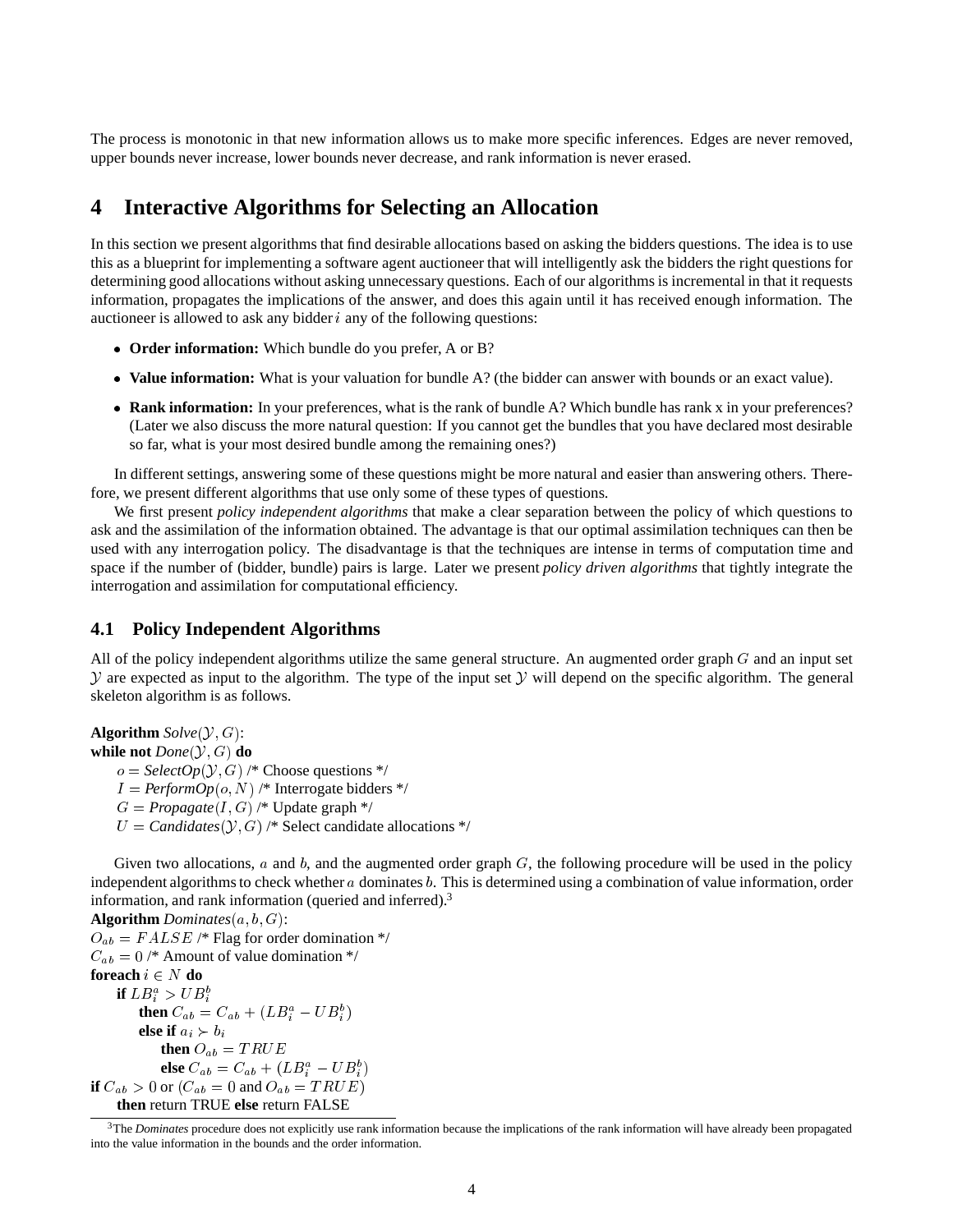The process is monotonic in that new information allows us to make more specific inferences. Edges are never removed, upper bounds never increase, lower bounds never decrease, and rank information is never erased.

# 4 Interactive Algorithms for Selecting an Allocation

In this section we present algorithms that find desirable allocations based on asking the bidders questions. The idea is to use this as a blueprint for implementing a software agent auctioneer that will intelligently ask the bidders the right questions for determining good allocations without asking unnecessary questions. Each of our algorithms is incremental in that it requests information, propagates the implications of the answer, and does this again until it has received enough information. The auctioneer is allowed to ask any bidder $i$ any of the following questions:

- **Order information:** Which bundle do you prefer, A or B?
- **Value information:** What is your valuation for bundle A? (the bidder can answer with bounds or an exact value).
- **Rank information:** In your preferences, what is the rank of bundle A? Which bundle has rank x in your preferences? (Later we also discuss the more natural question: If you cannot get the bundles that you have declared most desirable so far, what is your most desired bundle among the remaining ones?)

In different settings, answering some of these questions might be more natural and easier than answering others. Therefore, we present different algorithms that use only some of these types of questions.

We first present *policy independent algorithms* that make a clear separation between the policy of which questions to ask and the assimilation of the information obtained. The advantage is that our optimal assimilation techniques can then be used with any interrogation policy. The disadvantage is that the techniques are intense in terms of computation time and space if the number of (bidder, bundle) pairs is large. Later we present *policy driven algorithms* that tightly integrate the interrogation and assimilation for computational efficiency.

## 4.1 Policy Independent Algorithms

All of the policy independent algorithms utilize the same general structure. An augmented order graph $G$ and an input set $\mathcal{Y}$ are expected as input to the algorithm. The type of the input set $\mathcal{Y}$ will depend on the specific algorithm. The general skeleton algorithm is as follows.

**Algorithm** *Solve*$(\mathcal{Y}, G)$:
**while not** *Done*$(\mathcal{Y}, G)$ **do**
  $o =$ *SelectOp*$(\mathcal{Y}, G)$ /* Choose questions */
  $I =$ *PerformOp*$(o, N)$ /* Interrogate bidders */
  $G =$ *Propagate*$(I, G)$ /* Update graph */
  $U =$ *Candidates*$(\mathcal{Y}, G)$ /* Select candidate allocations */

Given two allocations, $a$ and $b$, and the augmented order graph $G$, the following procedure will be used in the policy independent algorithms to check whether $a$ dominates $b$. This is determined using a combination of value information, order information, and rank information (queried and inferred).[3]

**Algorithm** *Dominates*$(a, b, G)$:
$O_{ab} = FALSE$ /* Flag for order domination */
$C_{ab} = 0$ /* Amount of value domination */
**foreach** $i \in N$ **do**
  **if** $LB_i^a > UB_i^b$
    **then** $C_{ab} = C_{ab} + (LB_i^a - UB_i^b)$
    **else if** $a_i \succ b_i$
      **then** $O_{ab} = TRUE$
      **else** $C_{ab} = C_{ab} + (LB_i^a - UB_i^b)$
**if** $C_{ab} > 0$ or $(C_{ab} = 0$ and $O_{ab} = TRUE)$
  **then** return TRUE **else** return FALSE

[3] The *Dominates* procedure does not explicitly use rank information because the implications of the rank information will have already been propagated into the value information in the bounds and the order information.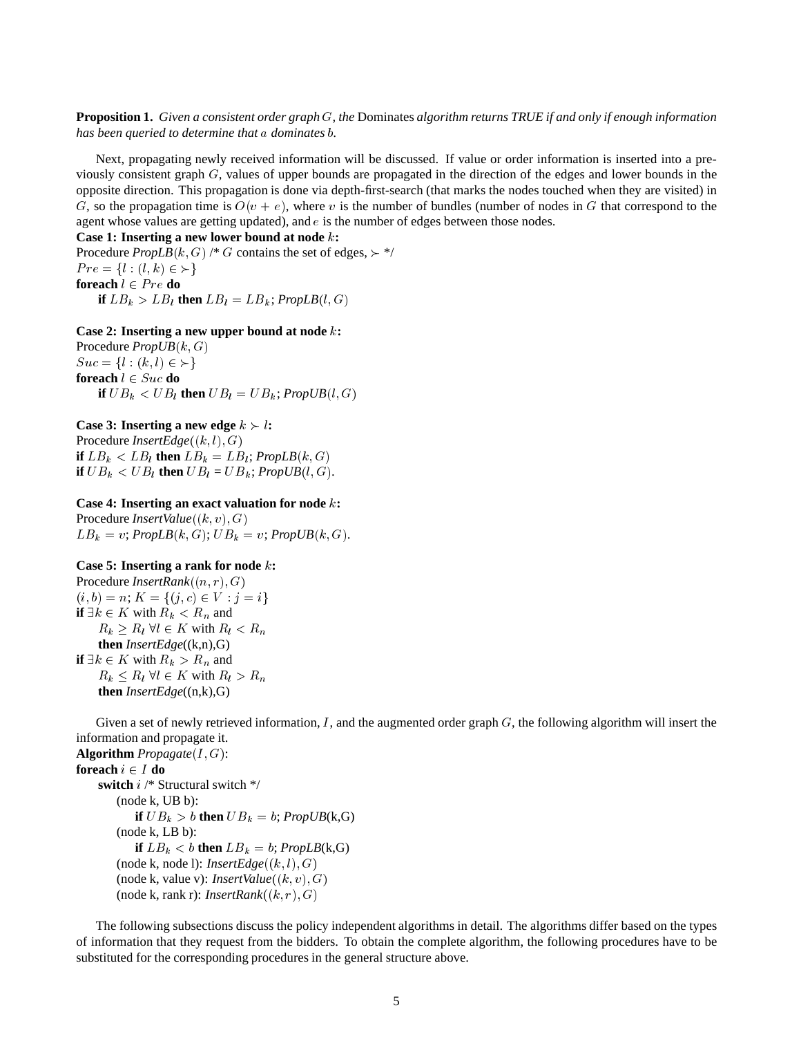**Proposition 1.** *Given a consistent order graph $G$, the* Dominates *algorithm returns TRUE if and only if enough information has been queried to determine that $a$ dominates $b$.*

Next, propagating newly received information will be discussed. If value or order information is inserted into a previously consistent graph $G$, values of upper bounds are propagated in the direction of the edges and lower bounds in the opposite direction. This propagation is done via depth-first-search (that marks the nodes touched when they are visited) in $G$, so the propagation time is $O(v + e)$, where $v$ is the number of bundles (number of nodes in $G$ that correspond to the agent whose values are getting updated), and $e$ is the number of edges between those nodes.

**Case 1: Inserting a new lower bound at node $k$:**
Procedure *PropLB*$(k, G)$ /* $G$ contains the set of edges, $\succ$ */
$Pre = \{l : (l, k) \in \succ\}$
**foreach** $l \in Pre$ **do**
  **if** $LB_k > LB_l$ **then** $LB_l = LB_k$; *PropLB*$(l, G)$

**Case 2: Inserting a new upper bound at node $k$:**
Procedure *PropUB*$(k, G)$
$Suc = \{l : (k, l) \in \succ\}$
**foreach** $l \in Suc$ **do**
  **if** $UB_k < UB_l$ **then** $UB_l = UB_k$; *PropUB*$(l, G)$

**Case 3: Inserting a new edge $k \succ l$:**
Procedure *InsertEdge*$((k, l), G)$
**if** $LB_k < LB_l$ **then** $LB_k = LB_l$; *PropLB*$(k, G)$
**if** $UB_k < UB_l$ **then** $UB_l = UB_k$; *PropUB*$(l, G)$.

**Case 4: Inserting an exact valuation for node $k$:**
Procedure *InsertValue*$((k, v), G)$
$LB_k = v$; *PropLB*$(k, G)$; $UB_k = v$; *PropUB*$(k, G)$.

**Case 5: Inserting a rank for node $k$:**
Procedure *InsertRank*$((n, r), G)$
$(i, b) = n$; $K = \{(j, c) \in V : j = i\}$
**if** $\exists k \in K$ with $R_k < R_n$ and
  $R_k \geq R_l \; \forall l \in K$ with $R_l < R_n$
  **then** *InsertEdge*((k,n),G)
**if** $\exists k \in K$ with $R_k > R_n$ and
  $R_k \leq R_l \; \forall l \in K$ with $R_l > R_n$
  **then** *InsertEdge*((n,k),G)

Given a set of newly retrieved information, $I$, and the augmented order graph $G$, the following algorithm will insert the information and propagate it.

**Algorithm** *Propagate*$(I, G)$:
**foreach** $i \in I$ **do**
  **switch** $i$ /* Structural switch */
    (node k, UB b):
      **if** $UB_k > b$ **then** $UB_k = b$; *PropUB*(k,G)
    (node k, LB b):
      **if** $LB_k < b$ **then** $LB_k = b$; *PropLB*(k,G)
    (node k, node l): *InsertEdge*$((k, l), G)$
    (node k, value v): *InsertValue*$((k, v), G)$
    (node k, rank r): *InsertRank*$((k, r), G)$

The following subsections discuss the policy independent algorithms in detail. The algorithms differ based on the types of information that they request from the bidders. To obtain the complete algorithm, the following procedures have to be substituted for the corresponding procedures in the general structure above.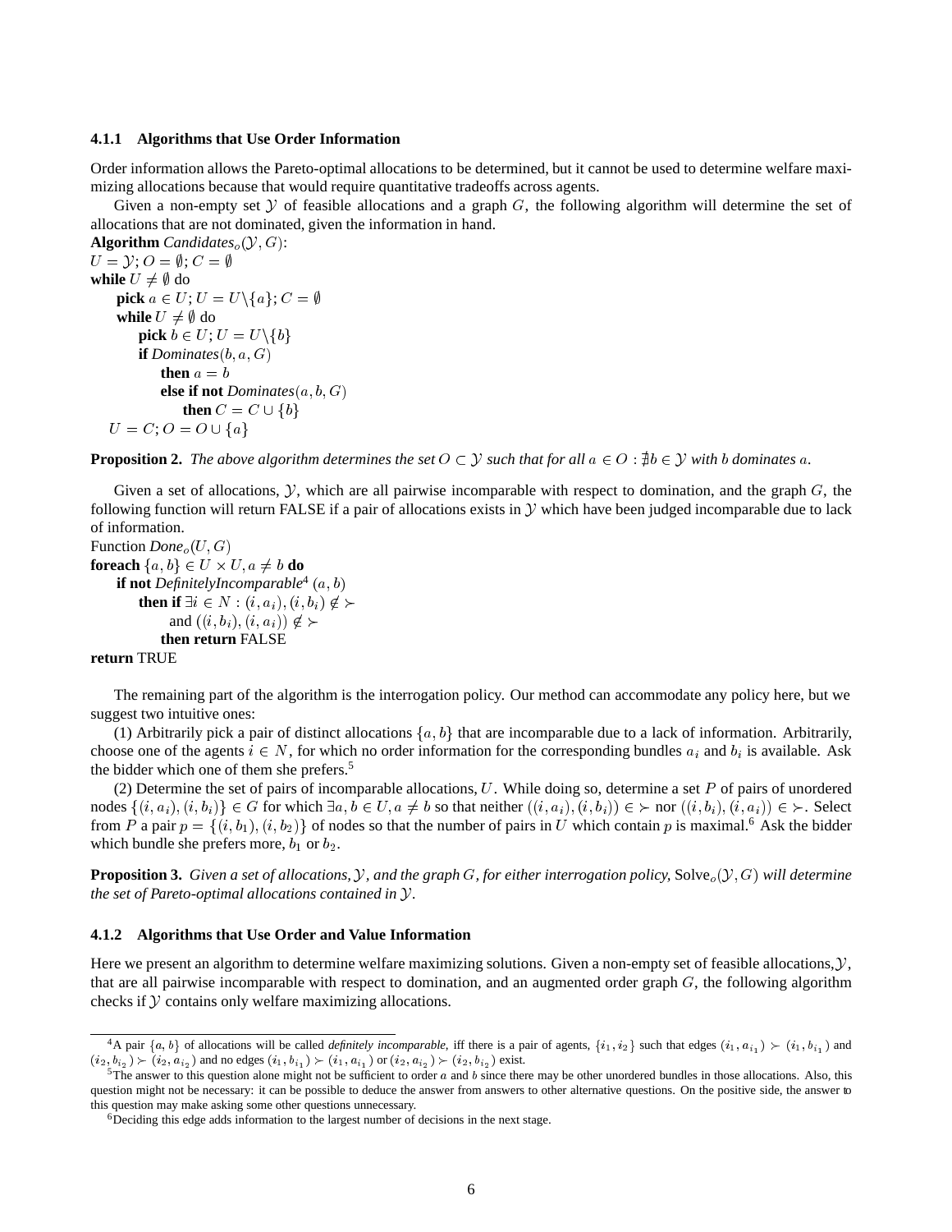#### 4.1.1 Algorithms that Use Order Information

Order information allows the Pareto-optimal allocations to be determined, but it cannot be used to determine welfare maximizing allocations because that would require quantitative tradeoffs across agents.

Given a non-empty set $\mathcal{Y}$ of feasible allocations and a graph $G$, the following algorithm will determine the set of allocations that are not dominated, given the information in hand.

**Algorithm** *Candidates*$_o(\mathcal{Y}, G)$:
$U = \mathcal{Y}$; $O = \emptyset$; $C = \emptyset$
**while** $U \neq \emptyset$ do
  **pick** $a \in U$; $U = U \backslash \{a\}$; $C = \emptyset$
  **while** $U \neq \emptyset$ do
    **pick** $b \in U$; $U = U \backslash \{b\}$
    **if** *Dominates*$(b, a, G)$
      **then** $a = b$
      **else if not** *Dominates*$(a, b, G)$
        **then** $C = C \cup \{b\}$
 $U = C$; $O = O \cup \{a\}$

**Proposition 2.** *The above algorithm determines the set $O \subset \mathcal{Y}$ such that for all $a \in O : \nexists b \in \mathcal{Y}$ with $b$ dominates $a$.*

Given a set of allocations, $\mathcal{Y}$, which are all pairwise incomparable with respect to domination, and the graph $G$, the following function will return FALSE if a pair of allocations exists in $\mathcal{Y}$ which have been judged incomparable due to lack of information.

Function *Done*$_o(U, G)$
**foreach** $\{a, b\} \in U \times U, a \neq b$ **do**
  **if not** *DefinitelyIncomparable*[4] $(a, b)$
    **then if** $\exists i \in N : (i, a_i), (i, b_i) \notin \succ$
      and $((i, b_i), (i, a_i)) \notin \succ$
    **then return** FALSE
**return** TRUE

The remaining part of the algorithm is the interrogation policy. Our method can accommodate any policy here, but we suggest two intuitive ones:

(1) Arbitrarily pick a pair of distinct allocations $\{a, b\}$ that are incomparable due to a lack of information. Arbitrarily, choose one of the agents $i \in N$, for which no order information for the corresponding bundles $a_i$ and $b_i$ is available. Ask the bidder which one of them she prefers.[5]

(2) Determine the set of pairs of incomparable allocations, $U$. While doing so, determine a set $P$ of pairs of unordered nodes $\{(i, a_i), (i, b_i)\} \in G$ for which $\exists a, b \in U, a \neq b$ so that neither $((i, a_i), (i, b_i)) \in \succ$ nor $((i, b_i), (i, a_i)) \in \succ$. Select from $P$ a pair $p = \{(i, b_1), (i, b_2)\}$ of nodes so that the number of pairs in $U$ which contain $p$ is maximal.[6] Ask the bidder which bundle she prefers more, $b_1$ or $b_2$.

**Proposition 3.** *Given a set of allocations, $\mathcal{Y}$, and the graph $G$, for either interrogation policy,* Solve$_o(\mathcal{Y}, G)$ *will determine the set of Pareto-optimal allocations contained in $\mathcal{Y}$.*

#### 4.1.2 Algorithms that Use Order and Value Information

Here we present an algorithm to determine welfare maximizing solutions. Given a non-empty set of feasible allocations, $\mathcal{Y}$, that are all pairwise incomparable with respect to domination, and an augmented order graph $G$, the following algorithm checks if $\mathcal{Y}$ contains only welfare maximizing allocations.

---

[4] A pair $\{a, b\}$ of allocations will be called *definitely incomparable*, iff there is a pair of agents, $\{i_1, i_2\}$ such that edges $(i_1, a_{i_1}) \succ (i_1, b_{i_1})$ and $(i_2, b_{i_2}) \succ (i_2, a_{i_2})$ and no edges $(i_1, b_{i_1}) \succ (i_1, a_{i_1})$ or $(i_2, a_{i_2}) \succ (i_2, b_{i_2})$ exist.

[5] The answer to this question alone might not be sufficient to order $a$ and $b$ since there may be other unordered bundles in those allocations. Also, this question might not be necessary: it can be possible to deduce the answer from answers to other alternative questions. On the positive side, the answer to this question may make asking some other questions unnecessary.

[6] Deciding this edge adds information to the largest number of decisions in the next stage.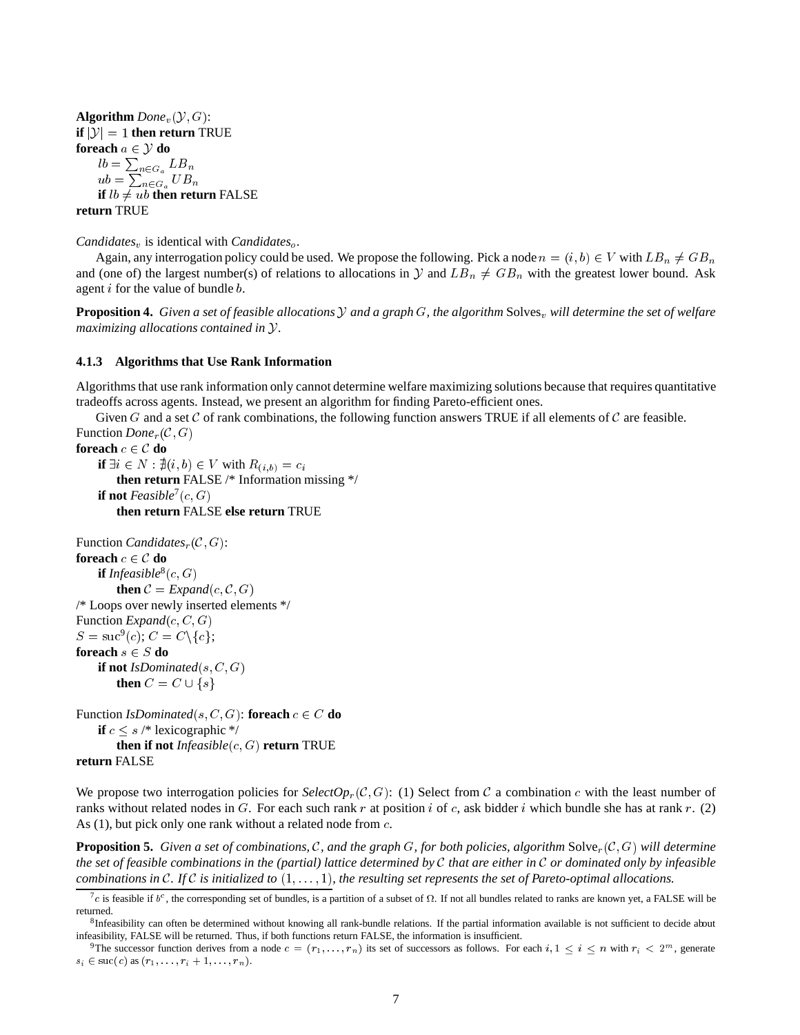**Algorithm** *Done*$_v(\mathcal{Y}, G)$:
**if** $|\mathcal{Y}| = 1$ **then return** TRUE
**foreach** $a \in \mathcal{Y}$ **do**
  $lb = \sum_{n \in G_a} LB_n$
  $ub = \sum_{n \in G_a} UB_n$
  **if** $lb \neq ub$ **then return** FALSE
**return** TRUE

*Candidates*$_v$ is identical with *Candidates*$_o$.

Again, any interrogation policy could be used. We propose the following. Pick a node $n = (i, b) \in V$ with $LB_n \neq GB_n$ and (one of) the largest number(s) of relations to allocations in $\mathcal{Y}$ and $LB_n \neq GB_n$ with the greatest lower bound. Ask agent $i$ for the value of bundle $b$.

**Proposition 4.** *Given a set of feasible allocations $\mathcal{Y}$ and a graph $G$, the algorithm* Solves$_v$ *will determine the set of welfare maximizing allocations contained in $\mathcal{Y}$.*

#### 4.1.3 Algorithms that Use Rank Information

Algorithms that use rank information only cannot determine welfare maximizing solutions because that requires quantitative tradeoffs across agents. Instead, we present an algorithm for finding Pareto-efficient ones.

Given $G$ and a set $\mathcal{C}$ of rank combinations, the following function answers TRUE if all elements of $\mathcal{C}$ are feasible.

Function *Done*$_r(\mathcal{C}, G)$
**foreach** $c \in \mathcal{C}$ **do**
  **if** $\exists i \in N : \nexists (i, b) \in V$ with $R_{(i,b)} = c_i$
    **then return** FALSE /* Information missing */
  **if not** *Feasible*[7]$(c, G)$
    **then return** FALSE **else return** TRUE

Function *Candidates*$_r(\mathcal{C}, G)$:
**foreach** $c \in \mathcal{C}$ **do**
  **if** *Infeasible*[8]$(c, G)$
    **then** $\mathcal{C} =$ *Expand*$(c, \mathcal{C}, G)$
/* Loops over newly inserted elements */
Function *Expand*$(c, C, G)$
$S = \text{suc}^9(c)$; $C = C \setminus \{c\}$;
**foreach** $s \in S$ **do**
  **if not** *IsDominated*$(s, C, G)$
    **then** $C = C \cup \{s\}$

Function *IsDominated*$(s, C, G)$: **foreach** $c \in C$ **do**
  **if** $c \leq s$ /* lexicographic */
    **then if not** *Infeasible*$(c, G)$ **return** TRUE
**return** FALSE

We propose two interrogation policies for *SelectOp*$_r(\mathcal{C}, G)$: (1) Select from $\mathcal{C}$ a combination $c$ with the least number of ranks without related nodes in $G$. For each such rank $r$ at position $i$ of $c$, ask bidder $i$ which bundle she has at rank $r$. (2) As (1), but pick only one rank without a related node from $c$.

**Proposition 5.** *Given a set of combinations, $\mathcal{C}$, and the graph $G$, for both policies, algorithm* Solve$_r(\mathcal{C}, G)$ *will determine the set of feasible combinations in the (partial) lattice determined by $\mathcal{C}$ that are either in $\mathcal{C}$ or dominated only by infeasible combinations in $\mathcal{C}$. If $\mathcal{C}$ is initialized to $(1, \ldots, 1)$, the resulting set represents the set of Pareto-optimal allocations.*

---

[7] $c$ is feasible if $b^c$, the corresponding set of bundles, is a partition of a subset of $\Omega$. If not all bundles related to ranks are known yet, a FALSE will be returned.

[8] Infeasibility can often be determined without knowing all rank-bundle relations. If the partial information available is not sufficient to decide about infeasibility, FALSE will be returned. Thus, if both functions return FALSE, the information is insufficient.

[9] The successor function derives from a node $c = (r_1, \ldots, r_n)$ its set of successors as follows. For each $i, 1 \leq i \leq n$ with $r_i < 2^m$, generate $s_i \in \text{suc}(c)$ as $(r_1, \ldots, r_i + 1, \ldots, r_n)$.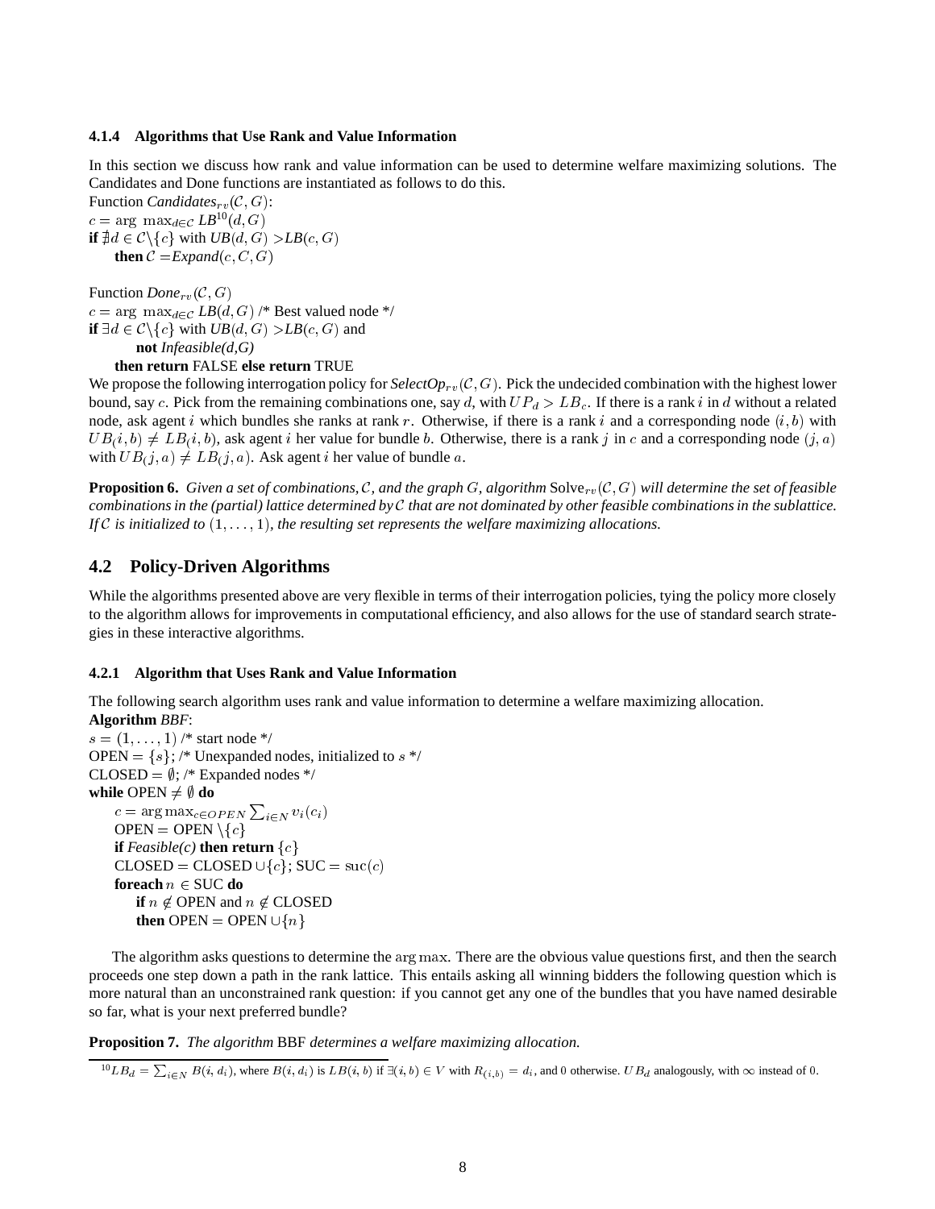#### 4.1.4 Algorithms that Use Rank and Value Information

In this section we discuss how rank and value information can be used to determine welfare maximizing solutions. The Candidates and Done functions are instantiated as follows to do this.

Function *Candidates*$_{rv}(\mathcal{C}, G)$:
$c = \arg\ \max_{d \in \mathcal{C}}$ *LB*[10]$(d, G)$
**if** $\nexists d \in \mathcal{C} \backslash \{c\}$ with *UB*$(d, G) >$*LB*$(c, G)$
  **then** $\mathcal{C} =$*Expand*$(c, C, G)$

Function *Done*$_{rv}(\mathcal{C}, G)$
$c = \arg\ \max_{d \in \mathcal{C}}$ *LB*$(d, G)$ /* Best valued node */
**if** $\exists d \in \mathcal{C} \backslash \{c\}$ with *UB*$(d, G) >$*LB*$(c, G)$ and
  **not** *Infeasible(d,G)*
  **then return** FALSE **else return** TRUE

We propose the following interrogation policy for *SelectOp*$_{rv}(\mathcal{C}, G)$. Pick the undecided combination with the highest lower bound, say $c$. Pick from the remaining combinations one, say $d$, with $UP_d > LB_c$. If there is a rank $i$ in $d$ without a related node, ask agent $i$ which bundles she ranks at rank $r$. Otherwise, if there is a rank $i$ and a corresponding node $(i, b)$ with $UB_(i, b) \neq LB_(i, b)$, ask agent $i$ her value for bundle $b$. Otherwise, there is a rank $j$ in $c$ and a corresponding node $(j, a)$ with $UB_(j, a) \neq LB_(j, a)$. Ask agent $i$ her value of bundle $a$.

**Proposition 6.** *Given a set of combinations, $\mathcal{C}$, and the graph $G$, algorithm* Solve$_{rv}(\mathcal{C}, G)$ *will determine the set of feasible combinations in the (partial) lattice determined by $\mathcal{C}$ that are not dominated by other feasible combinations in the sublattice. If $\mathcal{C}$ is initialized to $(1, \ldots, 1)$, the resulting set represents the welfare maximizing allocations.*

## 4.2 Policy-Driven Algorithms

While the algorithms presented above are very flexible in terms of their interrogation policies, tying the policy more closely to the algorithm allows for improvements in computational efficiency, and also allows for the use of standard search strategies in these interactive algorithms.

#### 4.2.1 Algorithm that Uses Rank and Value Information

The following search algorithm uses rank and value information to determine a welfare maximizing allocation.

**Algorithm** *BBF*:
$s = (1, \ldots, 1)$ /* start node */
OPEN $= \{s\}$; /* Unexpanded nodes, initialized to $s$ */
CLOSED $= \emptyset$; /* Expanded nodes */
**while** OPEN $\neq \emptyset$ **do**
  $c = \arg\max_{c \in OPEN} \sum_{i \in N} v_i(c_i)$
  OPEN $=$ OPEN $\backslash \{c\}$
  **if** *Feasible(c)* **then return** $\{c\}$
  CLOSED $=$ CLOSED $\cup \{c\}$; SUC $= \mathrm{suc}(c)$
  **foreach** $n \in$ SUC **do**
    **if** $n \notin$ OPEN and $n \notin$ CLOSED
    **then** OPEN $=$ OPEN $\cup \{n\}$

The algorithm asks questions to determine the $\arg\max$. There are the obvious value questions first, and then the search proceeds one step down a path in the rank lattice. This entails asking all winning bidders the following question which is more natural than an unconstrained rank question: if you cannot get any one of the bundles that you have named desirable so far, what is your next preferred bundle?

**Proposition 7.** *The algorithm* BBF *determines a welfare maximizing allocation.*

[10] $LB_d = \sum_{i \in N} B(i, d_i)$, where $B(i, d_i)$ is $LB(i, b)$ if $\exists (i, b) \in V$ with $R_{(i,b)} = d_i$, and $0$ otherwise. $UB_d$ analogously, with $\infty$ instead of $0$.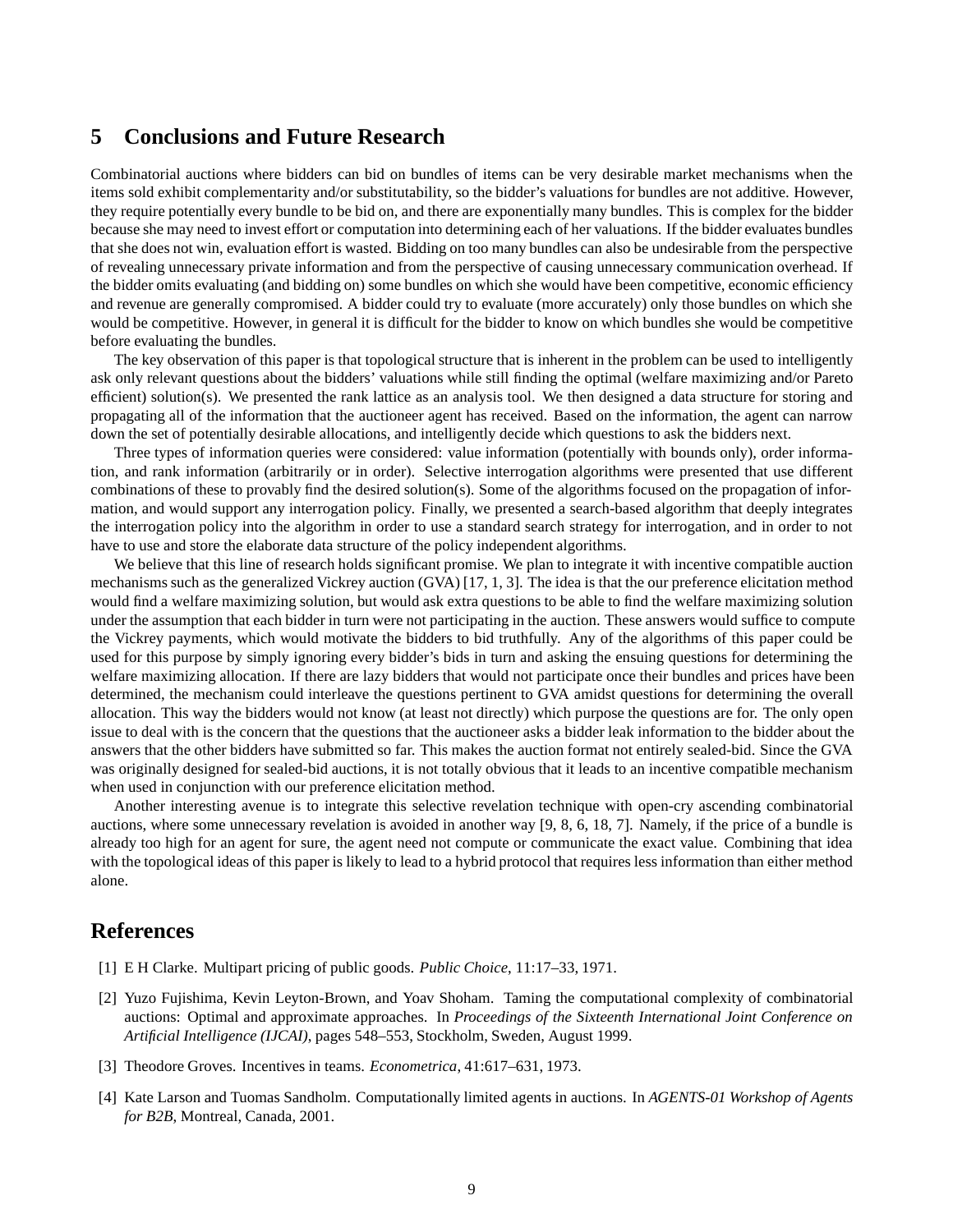## 5 Conclusions and Future Research

Combinatorial auctions where bidders can bid on bundles of items can be very desirable market mechanisms when the items sold exhibit complementarity and/or substitutability, so the bidder's valuations for bundles are not additive. However, they require potentially every bundle to be bid on, and there are exponentially many bundles. This is complex for the bidder because she may need to invest effort or computation into determining each of her valuations. If the bidder evaluates bundles that she does not win, evaluation effort is wasted. Bidding on too many bundles can also be undesirable from the perspective of revealing unnecessary private information and from the perspective of causing unnecessary communication overhead. If the bidder omits evaluating (and bidding on) some bundles on which she would have been competitive, economic efficiency and revenue are generally compromised. A bidder could try to evaluate (more accurately) only those bundles on which she would be competitive. However, in general it is difficult for the bidder to know on which bundles she would be competitive before evaluating the bundles.

The key observation of this paper is that topological structure that is inherent in the problem can be used to intelligently ask only relevant questions about the bidders' valuations while still finding the optimal (welfare maximizing and/or Pareto efficient) solution(s). We presented the rank lattice as an analysis tool. We then designed a data structure for storing and propagating all of the information that the auctioneer agent has received. Based on the information, the agent can narrow down the set of potentially desirable allocations, and intelligently decide which questions to ask the bidders next.

Three types of information queries were considered: value information (potentially with bounds only), order information, and rank information (arbitrarily or in order). Selective interrogation algorithms were presented that use different combinations of these to provably find the desired solution(s). Some of the algorithms focused on the propagation of information, and would support any interrogation policy. Finally, we presented a search-based algorithm that deeply integrates the interrogation policy into the algorithm in order to use a standard search strategy for interrogation, and in order to not have to use and store the elaborate data structure of the policy independent algorithms.

We believe that this line of research holds significant promise. We plan to integrate it with incentive compatible auction mechanisms such as the generalized Vickrey auction (GVA) [17, 1, 3]. The idea is that the our preference elicitation method would find a welfare maximizing solution, but would ask extra questions to be able to find the welfare maximizing solution under the assumption that each bidder in turn were not participating in the auction. These answers would suffice to compute the Vickrey payments, which would motivate the bidders to bid truthfully. Any of the algorithms of this paper could be used for this purpose by simply ignoring every bidder's bids in turn and asking the ensuing questions for determining the welfare maximizing allocation. If there are lazy bidders that would not participate once their bundles and prices have been determined, the mechanism could interleave the questions pertinent to GVA amidst questions for determining the overall allocation. This way the bidders would not know (at least not directly) which purpose the questions are for. The only open issue to deal with is the concern that the questions that the auctioneer asks a bidder leak information to the bidder about the answers that the other bidders have submitted so far. This makes the auction format not entirely sealed-bid. Since the GVA was originally designed for sealed-bid auctions, it is not totally obvious that it leads to an incentive compatible mechanism when used in conjunction with our preference elicitation method.

Another interesting avenue is to integrate this selective revelation technique with open-cry ascending combinatorial auctions, where some unnecessary revelation is avoided in another way [9, 8, 6, 18, 7]. Namely, if the price of a bundle is already too high for an agent for sure, the agent need not compute or communicate the exact value. Combining that idea with the topological ideas of this paper is likely to lead to a hybrid protocol that requires less information than either method alone.

## References

[1] E H Clarke. Multipart pricing of public goods. *Public Choice*, 11:17–33, 1971.

[2] Yuzo Fujishima, Kevin Leyton-Brown, and Yoav Shoham. Taming the computational complexity of combinatorial auctions: Optimal and approximate approaches. In *Proceedings of the Sixteenth International Joint Conference on Artificial Intelligence (IJCAI)*, pages 548–553, Stockholm, Sweden, August 1999.

[3] Theodore Groves. Incentives in teams. *Econometrica*, 41:617–631, 1973.

[4] Kate Larson and Tuomas Sandholm. Computationally limited agents in auctions. In *AGENTS-01 Workshop of Agents for B2B*, Montreal, Canada, 2001.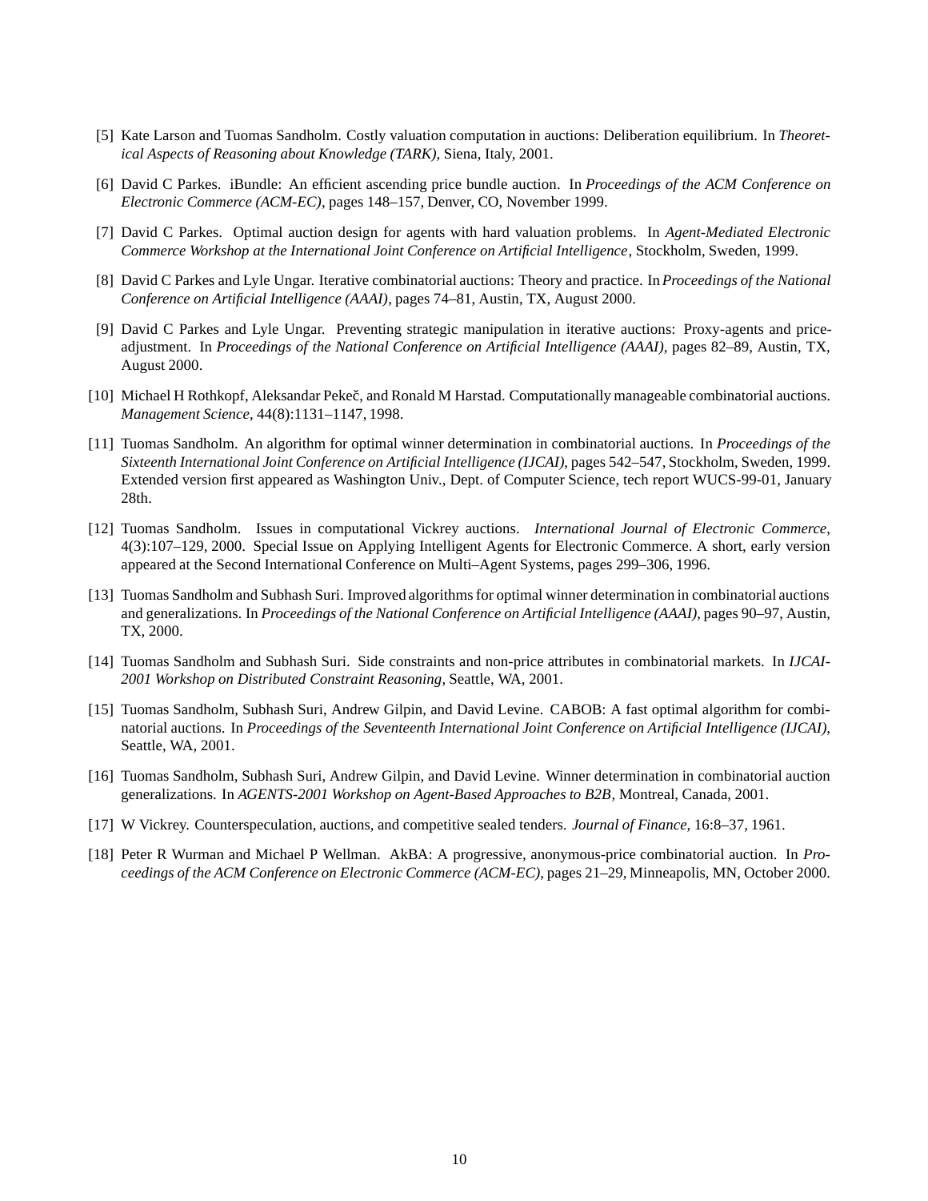[5] Kate Larson and Tuomas Sandholm. Costly valuation computation in auctions: Deliberation equilibrium. In *Theoretical Aspects of Reasoning about Knowledge (TARK)*, Siena, Italy, 2001.

[6] David C Parkes. iBundle: An efficient ascending price bundle auction. In *Proceedings of the ACM Conference on Electronic Commerce (ACM-EC)*, pages 148–157, Denver, CO, November 1999.

[7] David C Parkes. Optimal auction design for agents with hard valuation problems. In *Agent-Mediated Electronic Commerce Workshop at the International Joint Conference on Artificial Intelligence*, Stockholm, Sweden, 1999.

[8] David C Parkes and Lyle Ungar. Iterative combinatorial auctions: Theory and practice. In *Proceedings of the National Conference on Artificial Intelligence (AAAI)*, pages 74–81, Austin, TX, August 2000.

[9] David C Parkes and Lyle Ungar. Preventing strategic manipulation in iterative auctions: Proxy-agents and price-adjustment. In *Proceedings of the National Conference on Artificial Intelligence (AAAI)*, pages 82–89, Austin, TX, August 2000.

[10] Michael H Rothkopf, Aleksandar Pekeč, and Ronald M Harstad. Computationally manageable combinatorial auctions. *Management Science*, 44(8):1131–1147, 1998.

[11] Tuomas Sandholm. An algorithm for optimal winner determination in combinatorial auctions. In *Proceedings of the Sixteenth International Joint Conference on Artificial Intelligence (IJCAI)*, pages 542–547, Stockholm, Sweden, 1999. Extended version first appeared as Washington Univ., Dept. of Computer Science, tech report WUCS-99-01, January 28th.

[12] Tuomas Sandholm. Issues in computational Vickrey auctions. *International Journal of Electronic Commerce*, 4(3):107–129, 2000. Special Issue on Applying Intelligent Agents for Electronic Commerce. A short, early version appeared at the Second International Conference on Multi–Agent Systems, pages 299–306, 1996.

[13] Tuomas Sandholm and Subhash Suri. Improved algorithms for optimal winner determination in combinatorial auctions and generalizations. In *Proceedings of the National Conference on Artificial Intelligence (AAAI)*, pages 90–97, Austin, TX, 2000.

[14] Tuomas Sandholm and Subhash Suri. Side constraints and non-price attributes in combinatorial markets. In *IJCAI-2001 Workshop on Distributed Constraint Reasoning*, Seattle, WA, 2001.

[15] Tuomas Sandholm, Subhash Suri, Andrew Gilpin, and David Levine. CABOB: A fast optimal algorithm for combinatorial auctions. In *Proceedings of the Seventeenth International Joint Conference on Artificial Intelligence (IJCAI)*, Seattle, WA, 2001.

[16] Tuomas Sandholm, Subhash Suri, Andrew Gilpin, and David Levine. Winner determination in combinatorial auction generalizations. In *AGENTS-2001 Workshop on Agent-Based Approaches to B2B*, Montreal, Canada, 2001.

[17] W Vickrey. Counterspeculation, auctions, and competitive sealed tenders. *Journal of Finance*, 16:8–37, 1961.

[18] Peter R Wurman and Michael P Wellman. AkBA: A progressive, anonymous-price combinatorial auction. In *Proceedings of the ACM Conference on Electronic Commerce (ACM-EC)*, pages 21–29, Minneapolis, MN, October 2000.